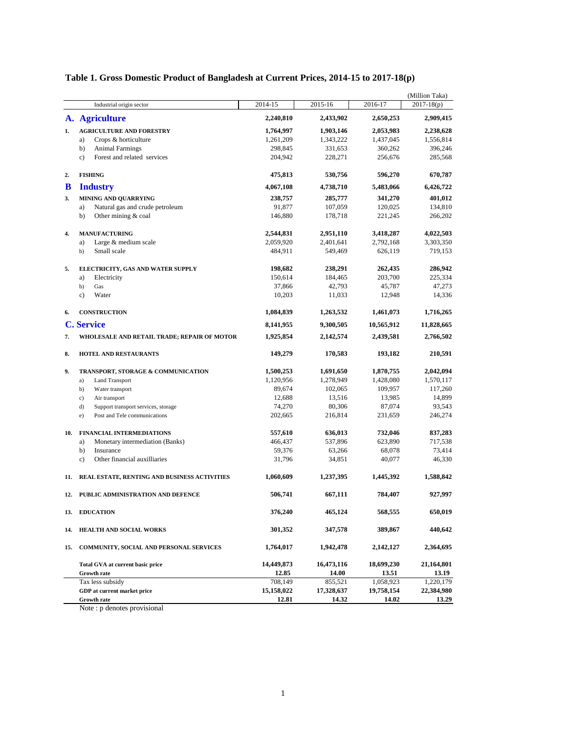# Table 1. Gross Domestic Product of Bangladesh at Current Prices, 2014-15 to 2017-18(p)

(Million Taka)

| | Industrial origin sector | 2014-15 | 2015-16 | 2016-17 | 2017-18(p) |
|---|---|---|---|---|---|
| **A.** | **Agriculture** | **2,240,810** | **2,433,902** | **2,650,253** | **2,909,415** |
| **1.** | **AGRICULTURE AND FORESTRY** | **1,764,997** | **1,903,146** | **2,053,983** | **2,238,628** |
| | a) Crops & horticulture | 1,261,209 | 1,343,222 | 1,437,045 | 1,556,814 |
| | b) Animal Farmings | 298,845 | 331,653 | 360,262 | 396,246 |
| | c) Forest and related services | 204,942 | 228,271 | 256,676 | 285,568 |
| **2.** | **FISHING** | **475,813** | **530,756** | **596,270** | **670,787** |
| **B** | **Industry** | **4,067,108** | **4,738,710** | **5,483,066** | **6,426,722** |
| **3.** | **MINING AND QUARRYING** | **238,757** | **285,777** | **341,270** | **401,012** |
| | a) Natural gas and crude petroleum | 91,877 | 107,059 | 120,025 | 134,810 |
| | b) Other mining & coal | 146,880 | 178,718 | 221,245 | 266,202 |
| **4.** | **MANUFACTURING** | **2,544,831** | **2,951,110** | **3,418,287** | **4,022,503** |
| | a) Large & medium scale | 2,059,920 | 2,401,641 | 2,792,168 | 3,303,350 |
| | b) Small scale | 484,911 | 549,469 | 626,119 | 719,153 |
| **5.** | **ELECTRICITY, GAS AND WATER SUPPLY** | **198,682** | **238,291** | **262,435** | **286,942** |
| | a) Electricity | 150,614 | 184,465 | 203,700 | 225,334 |
| | b) Gas | 37,866 | 42,793 | 45,787 | 47,273 |
| | c) Water | 10,203 | 11,033 | 12,948 | 14,336 |
| **6.** | **CONSTRUCTION** | **1,084,839** | **1,263,532** | **1,461,073** | **1,716,265** |
| **C.** | **Service** | **8,141,955** | **9,300,505** | **10,565,912** | **11,828,665** |
| **7.** | **WHOLESALE AND RETAIL TRADE; REPAIR OF MOTOR** | **1,925,854** | **2,142,574** | **2,439,581** | **2,766,502** |
| **8.** | **HOTEL AND RESTAURANTS** | **149,279** | **170,583** | **193,182** | **210,591** |
| **9.** | **TRANSPORT, STORAGE & COMMUNICATION** | **1,500,253** | **1,691,650** | **1,870,755** | **2,042,094** |
| | a) Land Transport | 1,120,956 | 1,278,949 | 1,428,080 | 1,570,117 |
| | b) Water transport | 89,674 | 102,065 | 109,957 | 117,260 |
| | c) Air transport | 12,688 | 13,516 | 13,985 | 14,899 |
| | d) Support transport services, storage | 74,270 | 80,306 | 87,074 | 93,543 |
| | e) Post and Tele communications | 202,665 | 216,814 | 231,659 | 246,274 |
| **10.** | **FINANCIAL INTERMEDIATIONS** | **557,610** | **636,013** | **732,046** | **837,283** |
| | a) Monetary intermediation (Banks) | 466,437 | 537,896 | 623,890 | 717,538 |
| | b) Insurance | 59,376 | 63,266 | 68,078 | 73,414 |
| | c) Other financial auxilliaries | 31,796 | 34,851 | 40,077 | 46,330 |
| **11.** | **REAL ESTATE, RENTING AND BUSINESS ACTIVITIES** | **1,060,609** | **1,237,395** | **1,445,392** | **1,588,842** |
| **12.** | **PUBLIC ADMINISTRATION AND DEFENCE** | **506,741** | **667,111** | **784,407** | **927,997** |
| **13.** | **EDUCATION** | **376,240** | **465,124** | **568,555** | **650,019** |
| **14.** | **HEALTH AND SOCIAL WORKS** | **301,352** | **347,578** | **389,867** | **440,642** |
| **15.** | **COMMUNITY, SOCIAL AND PERSONAL SERVICES** | **1,764,017** | **1,942,478** | **2,142,127** | **2,364,695** |
| | **Total GVA at current basic price** | **14,449,873** | **16,473,116** | **18,699,230** | **21,164,801** |
| | **Growth rate** | **12.85** | **14.00** | **13.51** | **13.19** |
| | Tax less subsidy | 708,149 | 855,521 | 1,058,923 | 1,220,179 |
| | **GDP at current market price** | **15,158,022** | **17,328,637** | **19,758,154** | **22,384,980** |
| | **Growth rate** | **12.81** | **14.32** | **14.02** | **13.29** |

Note : p denotes provisional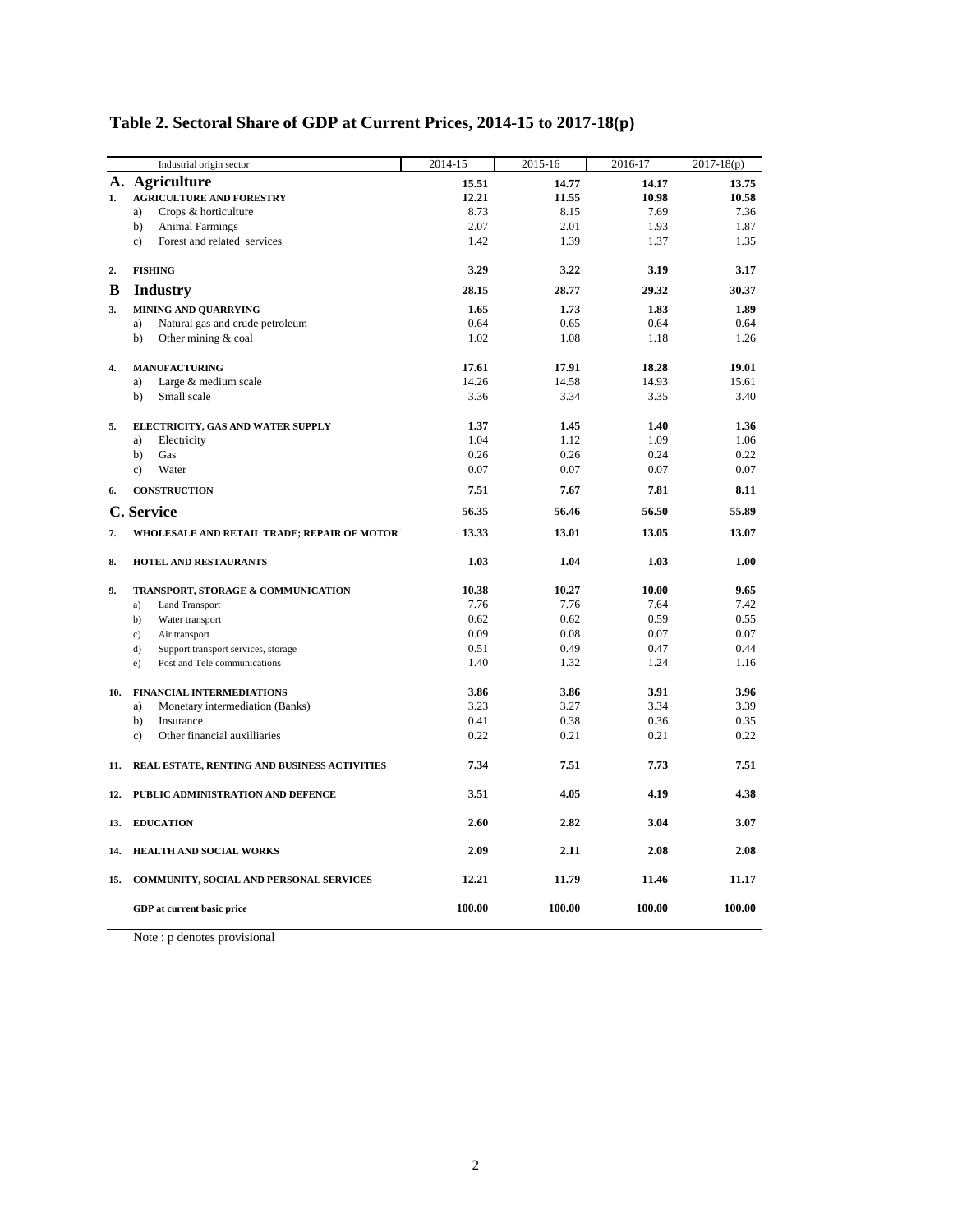## Table 2. Sectoral Share of GDP at Current Prices, 2014-15 to 2017-18(p)

| | | Industrial origin sector | 2014-15 | 2015-16 | 2016-17 | 2017-18(p) |
|---|---|---|---|---|---|---|
| **A.** | | **Agriculture** | **15.51** | **14.77** | **14.17** | **13.75** |
| **1.** | | **AGRICULTURE AND FORESTRY** | **12.21** | **11.55** | **10.98** | **10.58** |
| | a) | Crops & horticulture | 8.73 | 8.15 | 7.69 | 7.36 |
| | b) | Animal Farmings | 2.07 | 2.01 | 1.93 | 1.87 |
| | c) | Forest and related services | 1.42 | 1.39 | 1.37 | 1.35 |
| **2.** | | **FISHING** | **3.29** | **3.22** | **3.19** | **3.17** |
| **B** | | **Industry** | **28.15** | **28.77** | **29.32** | **30.37** |
| **3.** | | **MINING AND QUARRYING** | **1.65** | **1.73** | **1.83** | **1.89** |
| | a) | Natural gas and crude petroleum | 0.64 | 0.65 | 0.64 | 0.64 |
| | b) | Other mining & coal | 1.02 | 1.08 | 1.18 | 1.26 |
| **4.** | | **MANUFACTURING** | **17.61** | **17.91** | **18.28** | **19.01** |
| | a) | Large & medium scale | 14.26 | 14.58 | 14.93 | 15.61 |
| | b) | Small scale | 3.36 | 3.34 | 3.35 | 3.40 |
| **5.** | | **ELECTRICITY, GAS AND WATER SUPPLY** | **1.37** | **1.45** | **1.40** | **1.36** |
| | a) | Electricity | 1.04 | 1.12 | 1.09 | 1.06 |
| | b) | Gas | 0.26 | 0.26 | 0.24 | 0.22 |
| | c) | Water | 0.07 | 0.07 | 0.07 | 0.07 |
| **6.** | | **CONSTRUCTION** | **7.51** | **7.67** | **7.81** | **8.11** |
| **C.** | | **Service** | **56.35** | **56.46** | **56.50** | **55.89** |
| **7.** | | **WHOLESALE AND RETAIL TRADE; REPAIR OF MOTOR** | **13.33** | **13.01** | **13.05** | **13.07** |
| **8.** | | **HOTEL AND RESTAURANTS** | **1.03** | **1.04** | **1.03** | **1.00** |
| **9.** | | **TRANSPORT, STORAGE & COMMUNICATION** | **10.38** | **10.27** | **10.00** | **9.65** |
| | a) | Land Transport | 7.76 | 7.76 | 7.64 | 7.42 |
| | b) | Water transport | 0.62 | 0.62 | 0.59 | 0.55 |
| | c) | Air transport | 0.09 | 0.08 | 0.07 | 0.07 |
| | d) | Support transport services, storage | 0.51 | 0.49 | 0.47 | 0.44 |
| | e) | Post and Tele communications | 1.40 | 1.32 | 1.24 | 1.16 |
| **10.** | | **FINANCIAL INTERMEDIATIONS** | **3.86** | **3.86** | **3.91** | **3.96** |
| | a) | Monetary intermediation (Banks) | 3.23 | 3.27 | 3.34 | 3.39 |
| | b) | Insurance | 0.41 | 0.38 | 0.36 | 0.35 |
| | c) | Other financial auxilliaries | 0.22 | 0.21 | 0.21 | 0.22 |
| **11.** | | **REAL ESTATE, RENTING AND BUSINESS ACTIVITIES** | **7.34** | **7.51** | **7.73** | **7.51** |
| **12.** | | **PUBLIC ADMINISTRATION AND DEFENCE** | **3.51** | **4.05** | **4.19** | **4.38** |
| **13.** | | **EDUCATION** | **2.60** | **2.82** | **3.04** | **3.07** |
| **14.** | | **HEALTH AND SOCIAL WORKS** | **2.09** | **2.11** | **2.08** | **2.08** |
| **15.** | | **COMMUNITY, SOCIAL AND PERSONAL SERVICES** | **12.21** | **11.79** | **11.46** | **11.17** |
| | | **GDP at current basic price** | **100.00** | **100.00** | **100.00** | **100.00** |

Note : p denotes provisional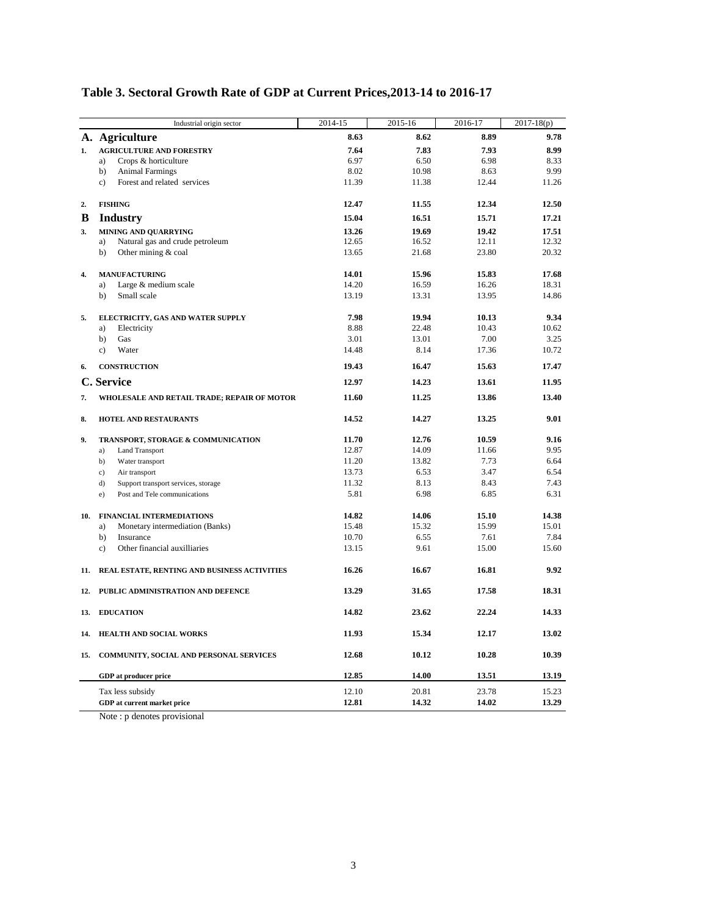## Table 3. Sectoral Growth Rate of GDP at Current Prices,2013-14 to 2016-17

| | Industrial origin sector | 2014-15 | 2015-16 | 2016-17 | 2017-18(p) |
|---|---|---|---|---|---|
| **A.** | **Agriculture** | **8.63** | **8.62** | **8.89** | **9.78** |
| **1.** | **AGRICULTURE AND FORESTRY** | **7.64** | **7.83** | **7.93** | **8.99** |
| | a) Crops & horticulture | 6.97 | 6.50 | 6.98 | 8.33 |
| | b) Animal Farmings | 8.02 | 10.98 | 8.63 | 9.99 |
| | c) Forest and related services | 11.39 | 11.38 | 12.44 | 11.26 |
| **2.** | **FISHING** | **12.47** | **11.55** | **12.34** | **12.50** |
| **B** | **Industry** | **15.04** | **16.51** | **15.71** | **17.21** |
| **3.** | **MINING AND QUARRYING** | **13.26** | **19.69** | **19.42** | **17.51** |
| | a) Natural gas and crude petroleum | 12.65 | 16.52 | 12.11 | 12.32 |
| | b) Other mining & coal | 13.65 | 21.68 | 23.80 | 20.32 |
| **4.** | **MANUFACTURING** | **14.01** | **15.96** | **15.83** | **17.68** |
| | a) Large & medium scale | 14.20 | 16.59 | 16.26 | 18.31 |
| | b) Small scale | 13.19 | 13.31 | 13.95 | 14.86 |
| **5.** | **ELECTRICITY, GAS AND WATER SUPPLY** | **7.98** | **19.94** | **10.13** | **9.34** |
| | a) Electricity | 8.88 | 22.48 | 10.43 | 10.62 |
| | b) Gas | 3.01 | 13.01 | 7.00 | 3.25 |
| | c) Water | 14.48 | 8.14 | 17.36 | 10.72 |
| **6.** | **CONSTRUCTION** | **19.43** | **16.47** | **15.63** | **17.47** |
| **C.** | **Service** | **12.97** | **14.23** | **13.61** | **11.95** |
| **7.** | **WHOLESALE AND RETAIL TRADE; REPAIR OF MOTOR** | **11.60** | **11.25** | **13.86** | **13.40** |
| **8.** | **HOTEL AND RESTAURANTS** | **14.52** | **14.27** | **13.25** | **9.01** |
| **9.** | **TRANSPORT, STORAGE & COMMUNICATION** | **11.70** | **12.76** | **10.59** | **9.16** |
| | a) Land Transport | 12.87 | 14.09 | 11.66 | 9.95 |
| | b) Water transport | 11.20 | 13.82 | 7.73 | 6.64 |
| | c) Air transport | 13.73 | 6.53 | 3.47 | 6.54 |
| | d) Support transport services, storage | 11.32 | 8.13 | 8.43 | 7.43 |
| | e) Post and Tele communications | 5.81 | 6.98 | 6.85 | 6.31 |
| **10.** | **FINANCIAL INTERMEDIATIONS** | **14.82** | **14.06** | **15.10** | **14.38** |
| | a) Monetary intermediation (Banks) | 15.48 | 15.32 | 15.99 | 15.01 |
| | b) Insurance | 10.70 | 6.55 | 7.61 | 7.84 |
| | c) Other financial auxilliaries | 13.15 | 9.61 | 15.00 | 15.60 |
| **11.** | **REAL ESTATE, RENTING AND BUSINESS ACTIVITIES** | **16.26** | **16.67** | **16.81** | **9.92** |
| **12.** | **PUBLIC ADMINISTRATION AND DEFENCE** | **13.29** | **31.65** | **17.58** | **18.31** |
| **13.** | **EDUCATION** | **14.82** | **23.62** | **22.24** | **14.33** |
| **14.** | **HEALTH AND SOCIAL WORKS** | **11.93** | **15.34** | **12.17** | **13.02** |
| **15.** | **COMMUNITY, SOCIAL AND PERSONAL SERVICES** | **12.68** | **10.12** | **10.28** | **10.39** |
| | **GDP at producer price** | **12.85** | **14.00** | **13.51** | **13.19** |
| | Tax less subsidy | 12.10 | 20.81 | 23.78 | 15.23 |
| | **GDP at current market price** | **12.81** | **14.32** | **14.02** | **13.29** |

Note : p denotes provisional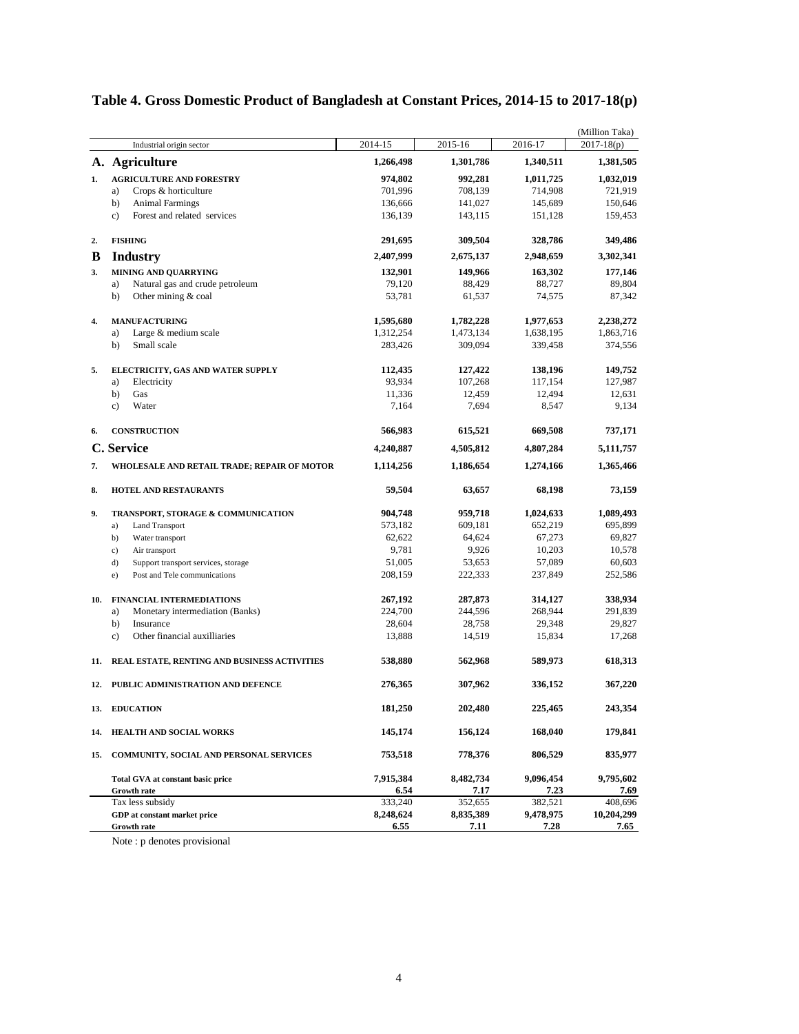# Table 4. Gross Domestic Product of Bangladesh at Constant Prices, 2014-15 to 2017-18(p)

(Million Taka)

| | Industrial origin sector | 2014-15 | 2015-16 | 2016-17 | 2017-18(p) |
|---|---|---|---|---|---|
| **A.** | **Agriculture** | **1,266,498** | **1,301,786** | **1,340,511** | **1,381,505** |
| **1.** | **AGRICULTURE AND FORESTRY** | **974,802** | **992,281** | **1,011,725** | **1,032,019** |
| | a) Crops & horticulture | 701,996 | 708,139 | 714,908 | 721,919 |
| | b) Animal Farmings | 136,666 | 141,027 | 145,689 | 150,646 |
| | c) Forest and related services | 136,139 | 143,115 | 151,128 | 159,453 |
| **2.** | **FISHING** | **291,695** | **309,504** | **328,786** | **349,486** |
| **B** | **Industry** | **2,407,999** | **2,675,137** | **2,948,659** | **3,302,341** |
| **3.** | **MINING AND QUARRYING** | **132,901** | **149,966** | **163,302** | **177,146** |
| | a) Natural gas and crude petroleum | 79,120 | 88,429 | 88,727 | 89,804 |
| | b) Other mining & coal | 53,781 | 61,537 | 74,575 | 87,342 |
| **4.** | **MANUFACTURING** | **1,595,680** | **1,782,228** | **1,977,653** | **2,238,272** |
| | a) Large & medium scale | 1,312,254 | 1,473,134 | 1,638,195 | 1,863,716 |
| | b) Small scale | 283,426 | 309,094 | 339,458 | 374,556 |
| **5.** | **ELECTRICITY, GAS AND WATER SUPPLY** | **112,435** | **127,422** | **138,196** | **149,752** |
| | a) Electricity | 93,934 | 107,268 | 117,154 | 127,987 |
| | b) Gas | 11,336 | 12,459 | 12,494 | 12,631 |
| | c) Water | 7,164 | 7,694 | 8,547 | 9,134 |
| **6.** | **CONSTRUCTION** | **566,983** | **615,521** | **669,508** | **737,171** |
| **C.** | **Service** | **4,240,887** | **4,505,812** | **4,807,284** | **5,111,757** |
| **7.** | **WHOLESALE AND RETAIL TRADE; REPAIR OF MOTOR** | **1,114,256** | **1,186,654** | **1,274,166** | **1,365,466** |
| **8.** | **HOTEL AND RESTAURANTS** | **59,504** | **63,657** | **68,198** | **73,159** |
| **9.** | **TRANSPORT, STORAGE & COMMUNICATION** | **904,748** | **959,718** | **1,024,633** | **1,089,493** |
| | a) Land Transport | 573,182 | 609,181 | 652,219 | 695,899 |
| | b) Water transport | 62,622 | 64,624 | 67,273 | 69,827 |
| | c) Air transport | 9,781 | 9,926 | 10,203 | 10,578 |
| | d) Support transport services, storage | 51,005 | 53,653 | 57,089 | 60,603 |
| | e) Post and Tele communications | 208,159 | 222,333 | 237,849 | 252,586 |
| **10.** | **FINANCIAL INTERMEDIATIONS** | **267,192** | **287,873** | **314,127** | **338,934** |
| | a) Monetary intermediation (Banks) | 224,700 | 244,596 | 268,944 | 291,839 |
| | b) Insurance | 28,604 | 28,758 | 29,348 | 29,827 |
| | c) Other financial auxilliaries | 13,888 | 14,519 | 15,834 | 17,268 |
| **11.** | **REAL ESTATE, RENTING AND BUSINESS ACTIVITIES** | **538,880** | **562,968** | **589,973** | **618,313** |
| **12.** | **PUBLIC ADMINISTRATION AND DEFENCE** | **276,365** | **307,962** | **336,152** | **367,220** |
| **13.** | **EDUCATION** | **181,250** | **202,480** | **225,465** | **243,354** |
| **14.** | **HEALTH AND SOCIAL WORKS** | **145,174** | **156,124** | **168,040** | **179,841** |
| **15.** | **COMMUNITY, SOCIAL AND PERSONAL SERVICES** | **753,518** | **778,376** | **806,529** | **835,977** |
| | **Total GVA at constant basic price** | **7,915,384** | **8,482,734** | **9,096,454** | **9,795,602** |
| | **Growth rate** | **6.54** | **7.17** | **7.23** | **7.69** |
| | Tax less subsidy | 333,240 | 352,655 | 382,521 | 408,696 |
| | **GDP at constant market price** | **8,248,624** | **8,835,389** | **9,478,975** | **10,204,299** |
| | **Growth rate** | **6.55** | **7.11** | **7.28** | **7.65** |

Note : p denotes provisional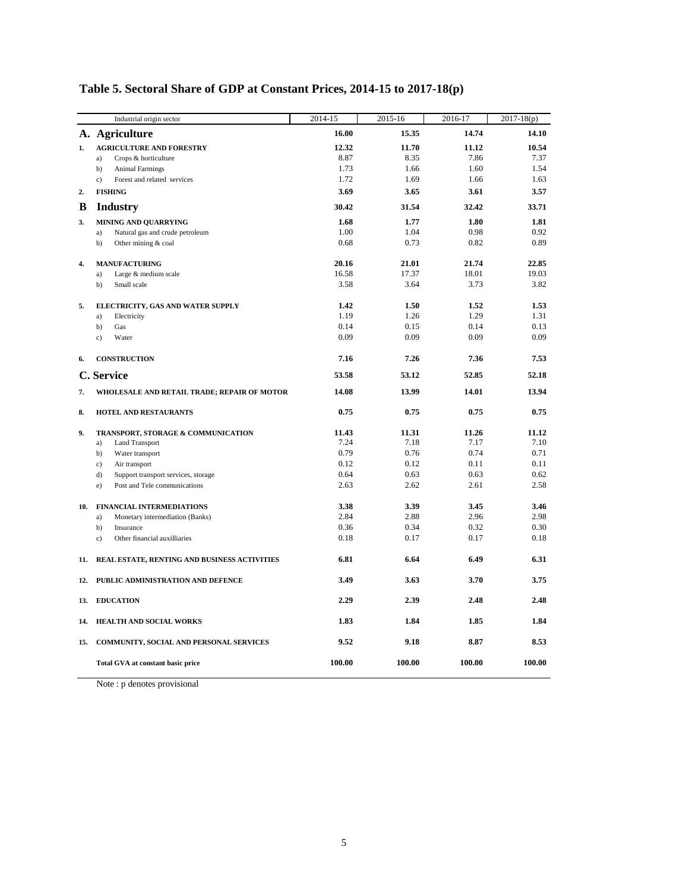# Table 5. Sectoral Share of GDP at Constant Prices, 2014-15 to 2017-18(p)

| | Industrial origin sector | 2014-15 | 2015-16 | 2016-17 | 2017-18(p) |
|---|---|---|---|---|---|
| **A.** | **Agriculture** | **16.00** | **15.35** | **14.74** | **14.10** |
| **1.** | **AGRICULTURE AND FORESTRY** | **12.32** | **11.70** | **11.12** | **10.54** |
| | a) Crops & horticulture | 8.87 | 8.35 | 7.86 | 7.37 |
| | b) Animal Farmings | 1.73 | 1.66 | 1.60 | 1.54 |
| | c) Forest and related services | 1.72 | 1.69 | 1.66 | 1.63 |
| **2.** | **FISHING** | **3.69** | **3.65** | **3.61** | **3.57** |
| **B** | **Industry** | **30.42** | **31.54** | **32.42** | **33.71** |
| **3.** | **MINING AND QUARRYING** | **1.68** | **1.77** | **1.80** | **1.81** |
| | a) Natural gas and crude petroleum | 1.00 | 1.04 | 0.98 | 0.92 |
| | b) Other mining & coal | 0.68 | 0.73 | 0.82 | 0.89 |
| **4.** | **MANUFACTURING** | **20.16** | **21.01** | **21.74** | **22.85** |
| | a) Large & medium scale | 16.58 | 17.37 | 18.01 | 19.03 |
| | b) Small scale | 3.58 | 3.64 | 3.73 | 3.82 |
| **5.** | **ELECTRICITY, GAS AND WATER SUPPLY** | **1.42** | **1.50** | **1.52** | **1.53** |
| | a) Electricity | 1.19 | 1.26 | 1.29 | 1.31 |
| | b) Gas | 0.14 | 0.15 | 0.14 | 0.13 |
| | c) Water | 0.09 | 0.09 | 0.09 | 0.09 |
| **6.** | **CONSTRUCTION** | **7.16** | **7.26** | **7.36** | **7.53** |
| **C.** | **Service** | **53.58** | **53.12** | **52.85** | **52.18** |
| **7.** | **WHOLESALE AND RETAIL TRADE; REPAIR OF MOTOR** | **14.08** | **13.99** | **14.01** | **13.94** |
| **8.** | **HOTEL AND RESTAURANTS** | **0.75** | **0.75** | **0.75** | **0.75** |
| **9.** | **TRANSPORT, STORAGE & COMMUNICATION** | **11.43** | **11.31** | **11.26** | **11.12** |
| | a) Land Transport | 7.24 | 7.18 | 7.17 | 7.10 |
| | b) Water transport | 0.79 | 0.76 | 0.74 | 0.71 |
| | c) Air transport | 0.12 | 0.12 | 0.11 | 0.11 |
| | d) Support transport services, storage | 0.64 | 0.63 | 0.63 | 0.62 |
| | e) Post and Tele communications | 2.63 | 2.62 | 2.61 | 2.58 |
| **10.** | **FINANCIAL INTERMEDIATIONS** | **3.38** | **3.39** | **3.45** | **3.46** |
| | a) Monetary intermediation (Banks) | 2.84 | 2.88 | 2.96 | 2.98 |
| | b) Insurance | 0.36 | 0.34 | 0.32 | 0.30 |
| | c) Other financial auxilliaries | 0.18 | 0.17 | 0.17 | 0.18 |
| **11.** | **REAL ESTATE, RENTING AND BUSINESS ACTIVITIES** | **6.81** | **6.64** | **6.49** | **6.31** |
| **12.** | **PUBLIC ADMINISTRATION AND DEFENCE** | **3.49** | **3.63** | **3.70** | **3.75** |
| **13.** | **EDUCATION** | **2.29** | **2.39** | **2.48** | **2.48** |
| **14.** | **HEALTH AND SOCIAL WORKS** | **1.83** | **1.84** | **1.85** | **1.84** |
| **15.** | **COMMUNITY, SOCIAL AND PERSONAL SERVICES** | **9.52** | **9.18** | **8.87** | **8.53** |
| | **Total GVA at constant basic price** | **100.00** | **100.00** | **100.00** | **100.00** |

Note : p denotes provisional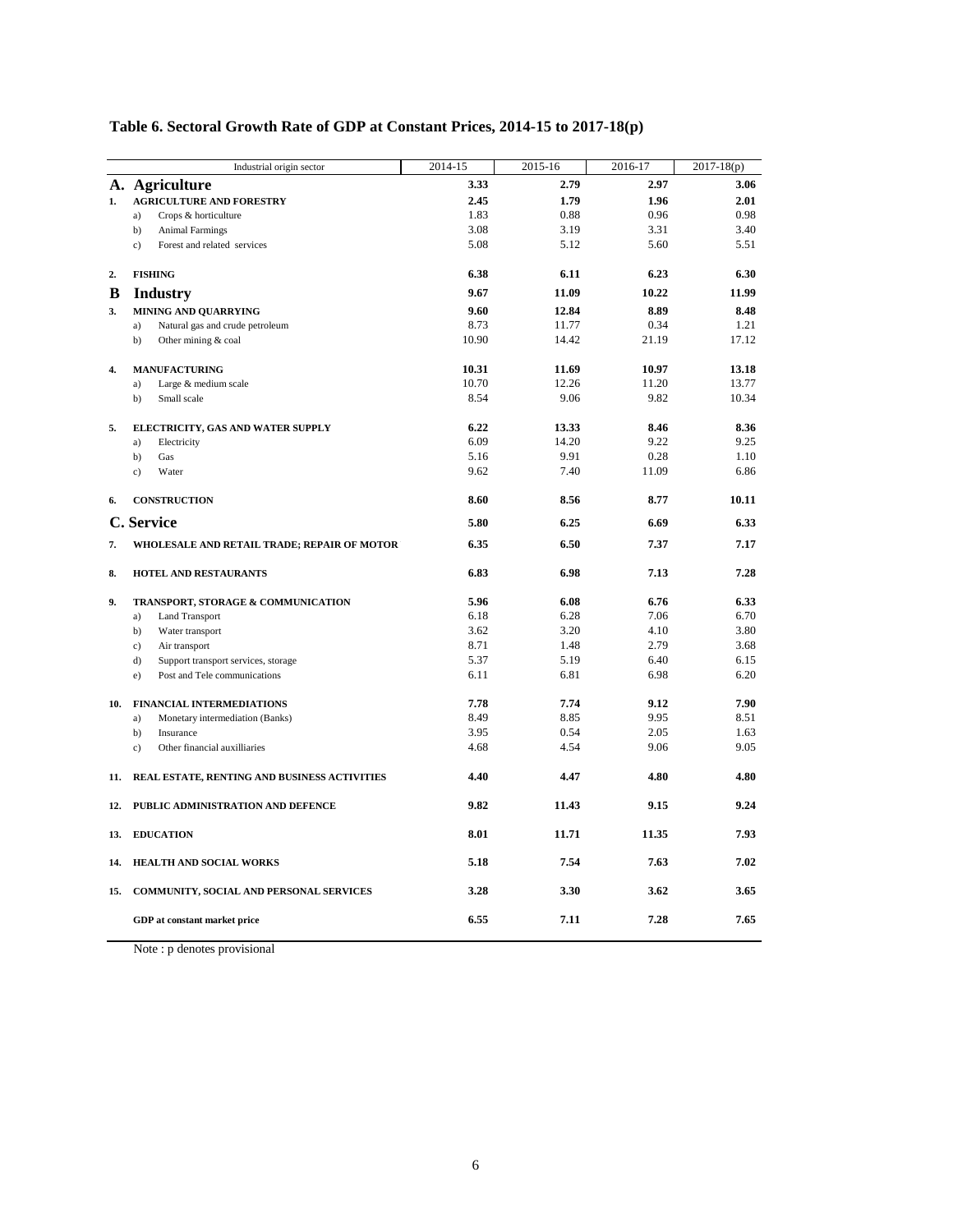## Table 6. Sectoral Growth Rate of GDP at Constant Prices, 2014-15 to 2017-18(p)

| | | Industrial origin sector | 2014-15 | 2015-16 | 2016-17 | 2017-18(p) |
|---|---|---|---|---|---|---|
| **A.** | | **Agriculture** | **3.33** | **2.79** | **2.97** | **3.06** |
| **1.** | | **AGRICULTURE AND FORESTRY** | **2.45** | **1.79** | **1.96** | **2.01** |
| | a) | Crops & horticulture | 1.83 | 0.88 | 0.96 | 0.98 |
| | b) | Animal Farmings | 3.08 | 3.19 | 3.31 | 3.40 |
| | c) | Forest and related services | 5.08 | 5.12 | 5.60 | 5.51 |
| **2.** | | **FISHING** | **6.38** | **6.11** | **6.23** | **6.30** |
| **B** | | **Industry** | **9.67** | **11.09** | **10.22** | **11.99** |
| **3.** | | **MINING AND QUARRYING** | **9.60** | **12.84** | **8.89** | **8.48** |
| | a) | Natural gas and crude petroleum | 8.73 | 11.77 | 0.34 | 1.21 |
| | b) | Other mining & coal | 10.90 | 14.42 | 21.19 | 17.12 |
| **4.** | | **MANUFACTURING** | **10.31** | **11.69** | **10.97** | **13.18** |
| | a) | Large & medium scale | 10.70 | 12.26 | 11.20 | 13.77 |
| | b) | Small scale | 8.54 | 9.06 | 9.82 | 10.34 |
| **5.** | | **ELECTRICITY, GAS AND WATER SUPPLY** | **6.22** | **13.33** | **8.46** | **8.36** |
| | a) | Electricity | 6.09 | 14.20 | 9.22 | 9.25 |
| | b) | Gas | 5.16 | 9.91 | 0.28 | 1.10 |
| | c) | Water | 9.62 | 7.40 | 11.09 | 6.86 |
| **6.** | | **CONSTRUCTION** | **8.60** | **8.56** | **8.77** | **10.11** |
| **C.** | | **Service** | **5.80** | **6.25** | **6.69** | **6.33** |
| **7.** | | **WHOLESALE AND RETAIL TRADE; REPAIR OF MOTOR** | **6.35** | **6.50** | **7.37** | **7.17** |
| **8.** | | **HOTEL AND RESTAURANTS** | **6.83** | **6.98** | **7.13** | **7.28** |
| **9.** | | **TRANSPORT, STORAGE & COMMUNICATION** | **5.96** | **6.08** | **6.76** | **6.33** |
| | a) | Land Transport | 6.18 | 6.28 | 7.06 | 6.70 |
| | b) | Water transport | 3.62 | 3.20 | 4.10 | 3.80 |
| | c) | Air transport | 8.71 | 1.48 | 2.79 | 3.68 |
| | d) | Support transport services, storage | 5.37 | 5.19 | 6.40 | 6.15 |
| | e) | Post and Tele communications | 6.11 | 6.81 | 6.98 | 6.20 |
| **10.** | | **FINANCIAL INTERMEDIATIONS** | **7.78** | **7.74** | **9.12** | **7.90** |
| | a) | Monetary intermediation (Banks) | 8.49 | 8.85 | 9.95 | 8.51 |
| | b) | Insurance | 3.95 | 0.54 | 2.05 | 1.63 |
| | c) | Other financial auxilliaries | 4.68 | 4.54 | 9.06 | 9.05 |
| **11.** | | **REAL ESTATE, RENTING AND BUSINESS ACTIVITIES** | **4.40** | **4.47** | **4.80** | **4.80** |
| **12.** | | **PUBLIC ADMINISTRATION AND DEFENCE** | **9.82** | **11.43** | **9.15** | **9.24** |
| **13.** | | **EDUCATION** | **8.01** | **11.71** | **11.35** | **7.93** |
| **14.** | | **HEALTH AND SOCIAL WORKS** | **5.18** | **7.54** | **7.63** | **7.02** |
| **15.** | | **COMMUNITY, SOCIAL AND PERSONAL SERVICES** | **3.28** | **3.30** | **3.62** | **3.65** |
| | | **GDP at constant market price** | **6.55** | **7.11** | **7.28** | **7.65** |

Note : p denotes provisional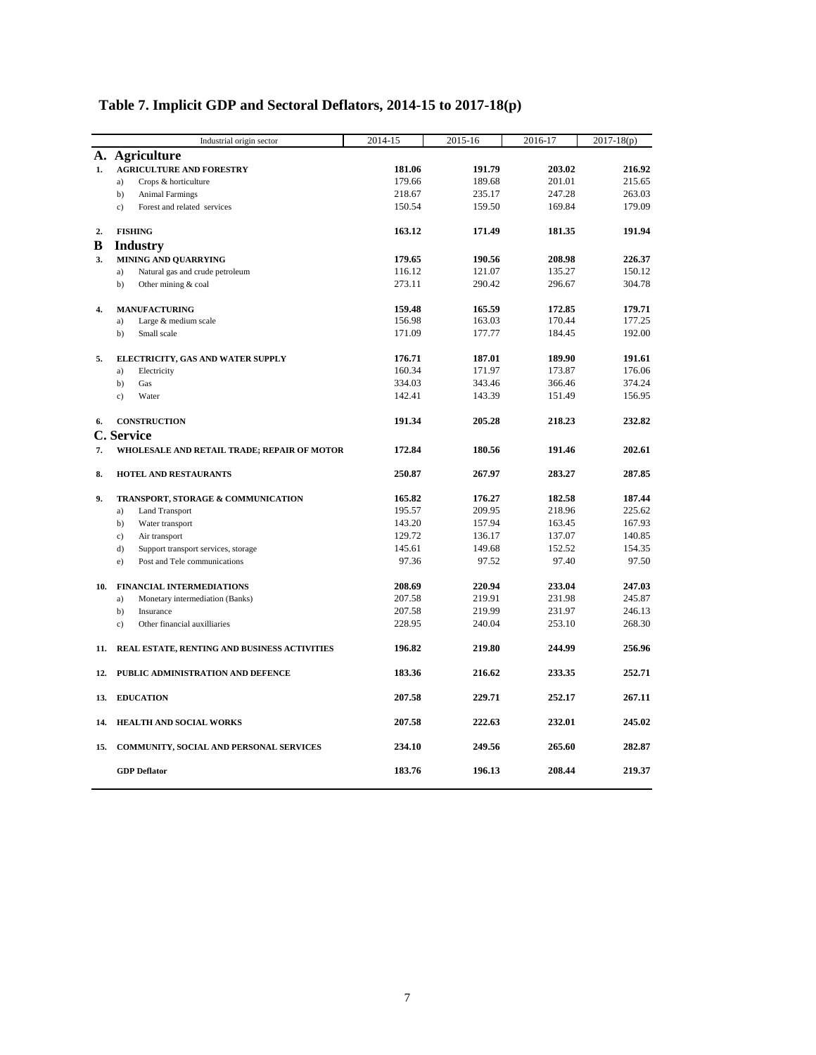# Table 7. Implicit GDP and Sectoral Deflators, 2014-15 to 2017-18(p)

| | Industrial origin sector | 2014-15 | 2015-16 | 2016-17 | 2017-18(p) |
|---|---|---|---|---|---|
| **A.** | **Agriculture** | | | | |
| **1.** | **AGRICULTURE AND FORESTRY** | **181.06** | **191.79** | **203.02** | **216.92** |
| | a) Crops & horticulture | 179.66 | 189.68 | 201.01 | 215.65 |
| | b) Animal Farmings | 218.67 | 235.17 | 247.28 | 263.03 |
| | c) Forest and related services | 150.54 | 159.50 | 169.84 | 179.09 |
| **2.** | **FISHING** | **163.12** | **171.49** | **181.35** | **191.94** |
| **B** | **Industry** | | | | |
| **3.** | **MINING AND QUARRYING** | **179.65** | **190.56** | **208.98** | **226.37** |
| | a) Natural gas and crude petroleum | 116.12 | 121.07 | 135.27 | 150.12 |
| | b) Other mining & coal | 273.11 | 290.42 | 296.67 | 304.78 |
| **4.** | **MANUFACTURING** | **159.48** | **165.59** | **172.85** | **179.71** |
| | a) Large & medium scale | 156.98 | 163.03 | 170.44 | 177.25 |
| | b) Small scale | 171.09 | 177.77 | 184.45 | 192.00 |
| **5.** | **ELECTRICITY, GAS AND WATER SUPPLY** | **176.71** | **187.01** | **189.90** | **191.61** |
| | a) Electricity | 160.34 | 171.97 | 173.87 | 176.06 |
| | b) Gas | 334.03 | 343.46 | 366.46 | 374.24 |
| | c) Water | 142.41 | 143.39 | 151.49 | 156.95 |
| **6.** | **CONSTRUCTION** | **191.34** | **205.28** | **218.23** | **232.82** |
| **C.** | **Service** | | | | |
| **7.** | **WHOLESALE AND RETAIL TRADE; REPAIR OF MOTOR** | **172.84** | **180.56** | **191.46** | **202.61** |
| **8.** | **HOTEL AND RESTAURANTS** | **250.87** | **267.97** | **283.27** | **287.85** |
| **9.** | **TRANSPORT, STORAGE & COMMUNICATION** | **165.82** | **176.27** | **182.58** | **187.44** |
| | a) Land Transport | 195.57 | 209.95 | 218.96 | 225.62 |
| | b) Water transport | 143.20 | 157.94 | 163.45 | 167.93 |
| | c) Air transport | 129.72 | 136.17 | 137.07 | 140.85 |
| | d) Support transport services, storage | 145.61 | 149.68 | 152.52 | 154.35 |
| | e) Post and Tele communications | 97.36 | 97.52 | 97.40 | 97.50 |
| **10.** | **FINANCIAL INTERMEDIATIONS** | **208.69** | **220.94** | **233.04** | **247.03** |
| | a) Monetary intermediation (Banks) | 207.58 | 219.91 | 231.98 | 245.87 |
| | b) Insurance | 207.58 | 219.99 | 231.97 | 246.13 |
| | c) Other financial auxilliaries | 228.95 | 240.04 | 253.10 | 268.30 |
| **11.** | **REAL ESTATE, RENTING AND BUSINESS ACTIVITIES** | **196.82** | **219.80** | **244.99** | **256.96** |
| **12.** | **PUBLIC ADMINISTRATION AND DEFENCE** | **183.36** | **216.62** | **233.35** | **252.71** |
| **13.** | **EDUCATION** | **207.58** | **229.71** | **252.17** | **267.11** |
| **14.** | **HEALTH AND SOCIAL WORKS** | **207.58** | **222.63** | **232.01** | **245.02** |
| **15.** | **COMMUNITY, SOCIAL AND PERSONAL SERVICES** | **234.10** | **249.56** | **265.60** | **282.87** |
| | **GDP Deflator** | **183.76** | **196.13** | **208.44** | **219.37** |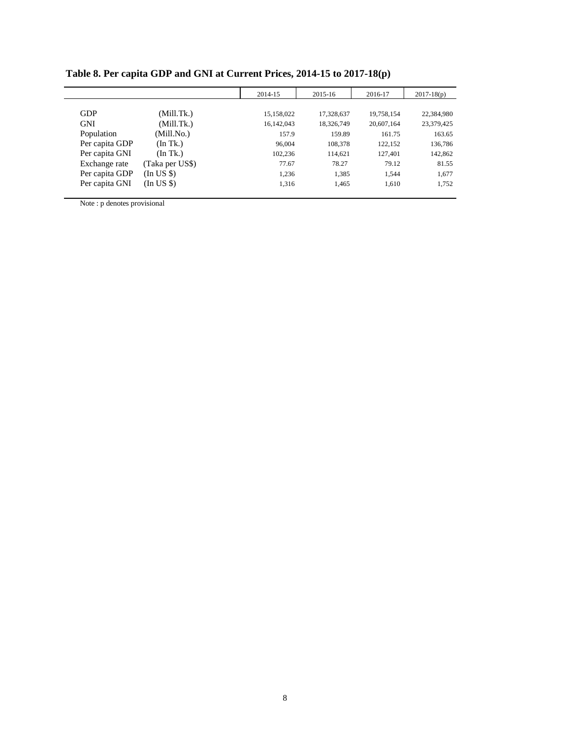**Table 8. Per capita GDP and GNI at Current Prices, 2014-15 to 2017-18(p)**

| | | 2014-15 | 2015-16 | 2016-17 | 2017-18(p) |
|---|---|---|---|---|---|
| GDP | (Mill.Tk.) | 15,158,022 | 17,328,637 | 19,758,154 | 22,384,980 |
| GNI | (Mill.Tk.) | 16,142,043 | 18,326,749 | 20,607,164 | 23,379,425 |
| Population | (Mill.No.) | 157.9 | 159.89 | 161.75 | 163.65 |
| Per capita GDP | (In Tk.) | 96,004 | 108,378 | 122,152 | 136,786 |
| Per capita GNI | (In Tk.) | 102,236 | 114,621 | 127,401 | 142,862 |
| Exchange rate | (Taka per US$) | 77.67 | 78.27 | 79.12 | 81.55 |
| Per capita GDP | (In US $) | 1,236 | 1,385 | 1,544 | 1,677 |
| Per capita GNI | (In US $) | 1,316 | 1,465 | 1,610 | 1,752 |

Note : p denotes provisional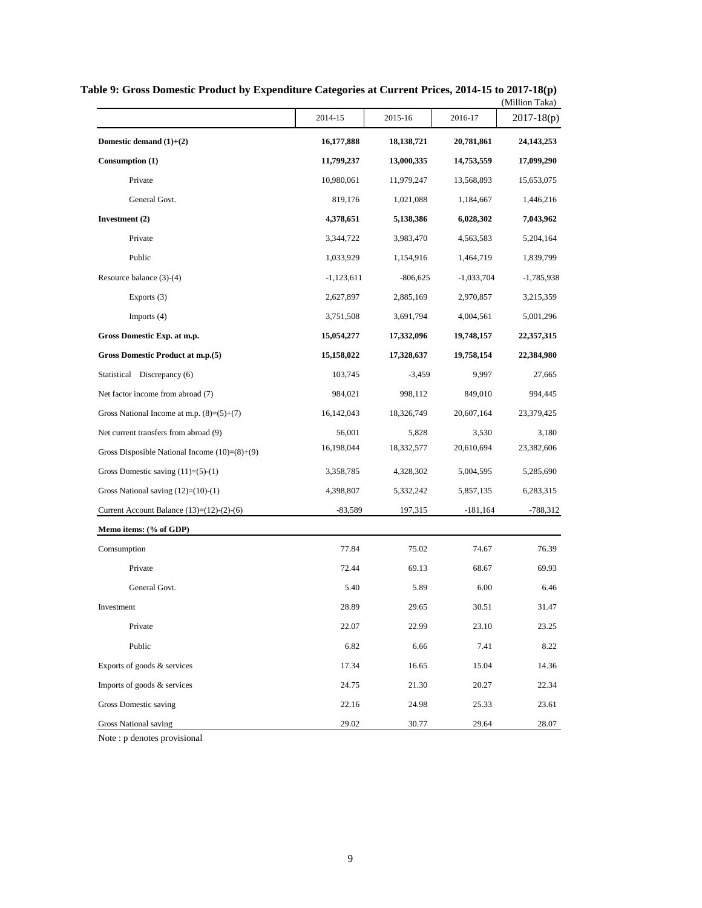**Table 9: Gross Domestic Product by Expenditure Categories at Current Prices, 2014-15 to 2017-18(p)**

(Million Taka)

| | 2014-15 | 2015-16 | 2016-17 | 2017-18(p) |
|---|---|---|---|---|
| **Domestic demand (1)+(2)** | **16,177,888** | **18,138,721** | **20,781,861** | **24,143,253** |
| **Consumption (1)** | **11,799,237** | **13,000,335** | **14,753,559** | **17,099,290** |
| Private | 10,980,061 | 11,979,247 | 13,568,893 | 15,653,075 |
| General Govt. | 819,176 | 1,021,088 | 1,184,667 | 1,446,216 |
| **Investment (2)** | **4,378,651** | **5,138,386** | **6,028,302** | **7,043,962** |
| Private | 3,344,722 | 3,983,470 | 4,563,583 | 5,204,164 |
| Public | 1,033,929 | 1,154,916 | 1,464,719 | 1,839,799 |
| Resource balance (3)-(4) | -1,123,611 | -806,625 | -1,033,704 | -1,785,938 |
| Exports (3) | 2,627,897 | 2,885,169 | 2,970,857 | 3,215,359 |
| Imports (4) | 3,751,508 | 3,691,794 | 4,004,561 | 5,001,296 |
| **Gross Domestic Exp. at m.p.** | **15,054,277** | **17,332,096** | **19,748,157** | **22,357,315** |
| **Gross Domestic Product at m.p.(5)** | **15,158,022** | **17,328,637** | **19,758,154** | **22,384,980** |
| Statistical Discrepancy (6) | 103,745 | -3,459 | 9,997 | 27,665 |
| Net factor income from abroad (7) | 984,021 | 998,112 | 849,010 | 994,445 |
| Gross National Income at m.p. (8)=(5)+(7) | 16,142,043 | 18,326,749 | 20,607,164 | 23,379,425 |
| Net current transfers from abroad (9) | 56,001 | 5,828 | 3,530 | 3,180 |
| Gross Disposible National Income (10)=(8)+(9) | 16,198,044 | 18,332,577 | 20,610,694 | 23,382,606 |
| Gross Domestic saving (11)=(5)-(1) | 3,358,785 | 4,328,302 | 5,004,595 | 5,285,690 |
| Gross National saving (12)=(10)-(1) | 4,398,807 | 5,332,242 | 5,857,135 | 6,283,315 |
| Current Account Balance (13)=(12)-(2)-(6) | -83,589 | 197,315 | -181,164 | -788,312 |
| **Memo items: (% of GDP)** | | | | |
| Comsumption | 77.84 | 75.02 | 74.67 | 76.39 |
| Private | 72.44 | 69.13 | 68.67 | 69.93 |
| General Govt. | 5.40 | 5.89 | 6.00 | 6.46 |
| Investment | 28.89 | 29.65 | 30.51 | 31.47 |
| Private | 22.07 | 22.99 | 23.10 | 23.25 |
| Public | 6.82 | 6.66 | 7.41 | 8.22 |
| Exports of goods & services | 17.34 | 16.65 | 15.04 | 14.36 |
| Imports of goods & services | 24.75 | 21.30 | 20.27 | 22.34 |
| Gross Domestic saving | 22.16 | 24.98 | 25.33 | 23.61 |
| Gross National saving | 29.02 | 30.77 | 29.64 | 28.07 |

Note : p denotes provisional